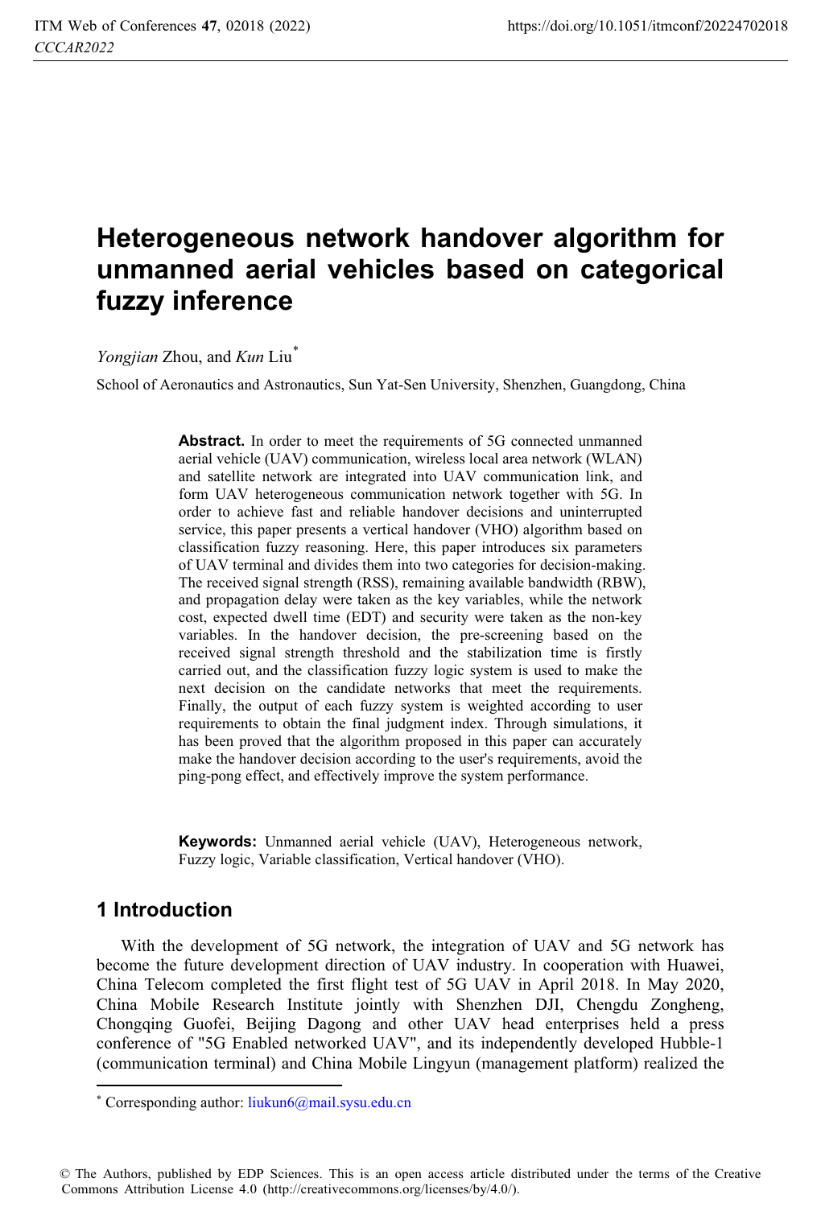# Heterogeneous network handover algorithm for unmanned aerial vehicles based on categorical fuzzy inference

*Yongjian* Zhou, and *Kun* Liu[*]

School of Aeronautics and Astronautics, Sun Yat-Sen University, Shenzhen, Guangdong, China

**Abstract.** In order to meet the requirements of 5G connected unmanned aerial vehicle (UAV) communication, wireless local area network (WLAN) and satellite network are integrated into UAV communication link, and form UAV heterogeneous communication network together with 5G. In order to achieve fast and reliable handover decisions and uninterrupted service, this paper presents a vertical handover (VHO) algorithm based on classification fuzzy reasoning. Here, this paper introduces six parameters of UAV terminal and divides them into two categories for decision-making. The received signal strength (RSS), remaining available bandwidth (RBW), and propagation delay were taken as the key variables, while the network cost, expected dwell time (EDT) and security were taken as the non-key variables. In the handover decision, the pre-screening based on the received signal strength threshold and the stabilization time is firstly carried out, and the classification fuzzy logic system is used to make the next decision on the candidate networks that meet the requirements. Finally, the output of each fuzzy system is weighted according to user requirements to obtain the final judgment index. Through simulations, it has been proved that the algorithm proposed in this paper can accurately make the handover decision according to the user's requirements, avoid the ping-pong effect, and effectively improve the system performance.

**Keywords:** Unmanned aerial vehicle (UAV), Heterogeneous network, Fuzzy logic, Variable classification, Vertical handover (VHO).

## 1 Introduction

With the development of 5G network, the integration of UAV and 5G network has become the future development direction of UAV industry. In cooperation with Huawei, China Telecom completed the first flight test of 5G UAV in April 2018. In May 2020, China Mobile Research Institute jointly with Shenzhen DJI, Chengdu Zongheng, Chongqing Guofei, Beijing Dagong and other UAV head enterprises held a press conference of "5G Enabled networked UAV", and its independently developed Hubble-1 (communication terminal) and China Mobile Lingyun (management platform) realized the

[*] Corresponding author: liukun6@mail.sysu.edu.cn

© The Authors, published by EDP Sciences. This is an open access article distributed under the terms of the Creative Commons Attribution License 4.0 (http://creativecommons.org/licenses/by/4.0/).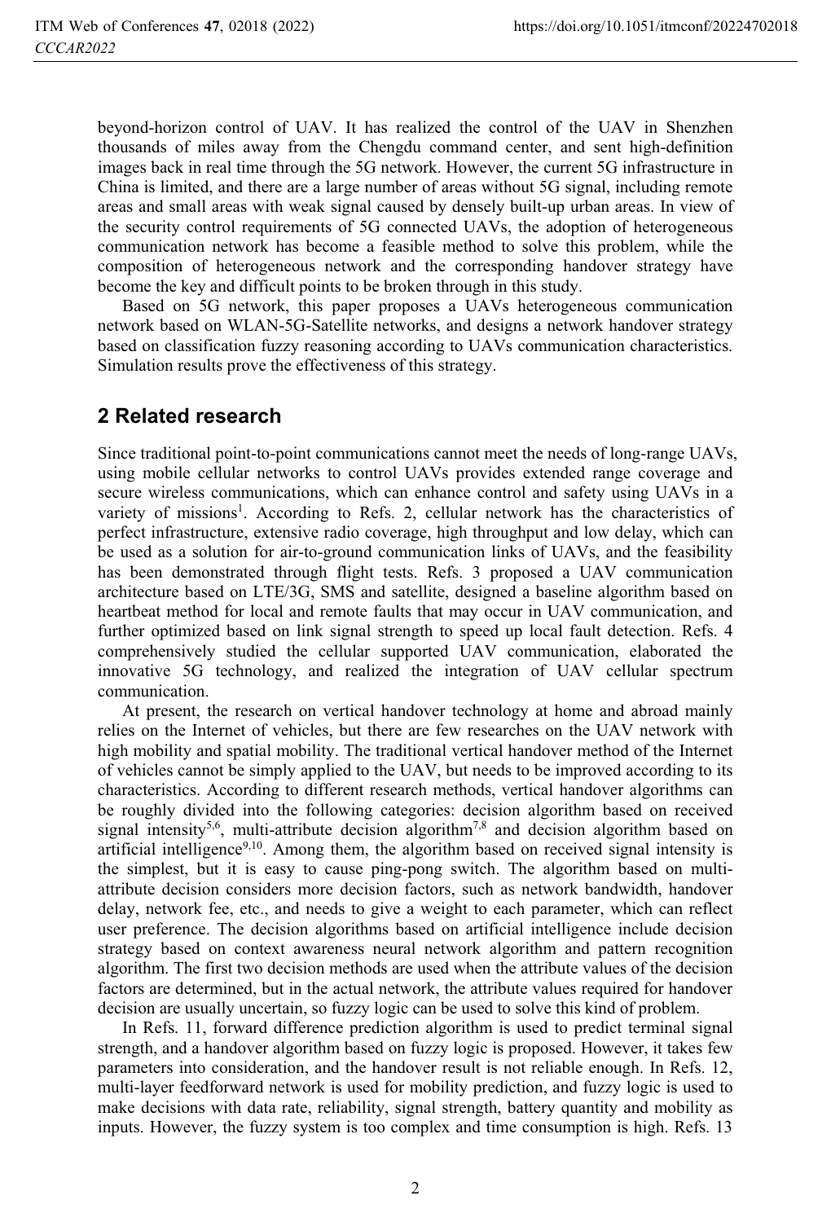beyond-horizon control of UAV. It has realized the control of the UAV in Shenzhen thousands of miles away from the Chengdu command center, and sent high-definition images back in real time through the 5G network. However, the current 5G infrastructure in China is limited, and there are a large number of areas without 5G signal, including remote areas and small areas with weak signal caused by densely built-up urban areas. In view of the security control requirements of 5G connected UAVs, the adoption of heterogeneous communication network has become a feasible method to solve this problem, while the composition of heterogeneous network and the corresponding handover strategy have become the key and difficult points to be broken through in this study.

Based on 5G network, this paper proposes a UAVs heterogeneous communication network based on WLAN-5G-Satellite networks, and designs a network handover strategy based on classification fuzzy reasoning according to UAVs communication characteristics. Simulation results prove the effectiveness of this strategy.

## 2 Related research

Since traditional point-to-point communications cannot meet the needs of long-range UAVs, using mobile cellular networks to control UAVs provides extended range coverage and secure wireless communications, which can enhance control and safety using UAVs in a variety of missions[1]. According to Refs. 2, cellular network has the characteristics of perfect infrastructure, extensive radio coverage, high throughput and low delay, which can be used as a solution for air-to-ground communication links of UAVs, and the feasibility has been demonstrated through flight tests. Refs. 3 proposed a UAV communication architecture based on LTE/3G, SMS and satellite, designed a baseline algorithm based on heartbeat method for local and remote faults that may occur in UAV communication, and further optimized based on link signal strength to speed up local fault detection. Refs. 4 comprehensively studied the cellular supported UAV communication, elaborated the innovative 5G technology, and realized the integration of UAV cellular spectrum communication.

At present, the research on vertical handover technology at home and abroad mainly relies on the Internet of vehicles, but there are few researches on the UAV network with high mobility and spatial mobility. The traditional vertical handover method of the Internet of vehicles cannot be simply applied to the UAV, but needs to be improved according to its characteristics. According to different research methods, vertical handover algorithms can be roughly divided into the following categories: decision algorithm based on received signal intensity[5,6], multi-attribute decision algorithm[7,8] and decision algorithm based on artificial intelligence[9,10]. Among them, the algorithm based on received signal intensity is the simplest, but it is easy to cause ping-pong switch. The algorithm based on multi-attribute decision considers more decision factors, such as network bandwidth, handover delay, network fee, etc., and needs to give a weight to each parameter, which can reflect user preference. The decision algorithms based on artificial intelligence include decision strategy based on context awareness neural network algorithm and pattern recognition algorithm. The first two decision methods are used when the attribute values of the decision factors are determined, but in the actual network, the attribute values required for handover decision are usually uncertain, so fuzzy logic can be used to solve this kind of problem.

In Refs. 11, forward difference prediction algorithm is used to predict terminal signal strength, and a handover algorithm based on fuzzy logic is proposed. However, it takes few parameters into consideration, and the handover result is not reliable enough. In Refs. 12, multi-layer feedforward network is used for mobility prediction, and fuzzy logic is used to make decisions with data rate, reliability, signal strength, battery quantity and mobility as inputs. However, the fuzzy system is too complex and time consumption is high. Refs. 13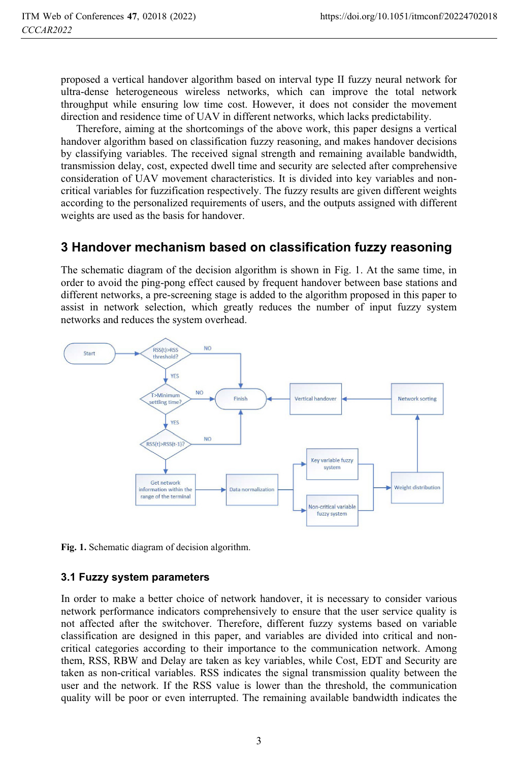proposed a vertical handover algorithm based on interval type II fuzzy neural network for ultra-dense heterogeneous wireless networks, which can improve the total network throughput while ensuring low time cost. However, it does not consider the movement direction and residence time of UAV in different networks, which lacks predictability.

Therefore, aiming at the shortcomings of the above work, this paper designs a vertical handover algorithm based on classification fuzzy reasoning, and makes handover decisions by classifying variables. The received signal strength and remaining available bandwidth, transmission delay, cost, expected dwell time and security are selected after comprehensive consideration of UAV movement characteristics. It is divided into key variables and non-critical variables for fuzzification respectively. The fuzzy results are given different weights according to the personalized requirements of users, and the outputs assigned with different weights are used as the basis for handover.

## 3 Handover mechanism based on classification fuzzy reasoning

The schematic diagram of the decision algorithm is shown in Fig. 1. At the same time, in order to avoid the ping-pong effect caused by frequent handover between base stations and different networks, a pre-screening stage is added to the algorithm proposed in this paper to assist in network selection, which greatly reduces the number of input fuzzy system networks and reduces the system overhead.

**Fig. 1.** Schematic diagram of decision algorithm.

### 3.1 Fuzzy system parameters

In order to make a better choice of network handover, it is necessary to consider various network performance indicators comprehensively to ensure that the user service quality is not affected after the switchover. Therefore, different fuzzy systems based on variable classification are designed in this paper, and variables are divided into critical and non-critical categories according to their importance to the communication network. Among them, RSS, RBW and Delay are taken as key variables, while Cost, EDT and Security are taken as non-critical variables. RSS indicates the signal transmission quality between the user and the network. If the RSS value is lower than the threshold, the communication quality will be poor or even interrupted. The remaining available bandwidth indicates the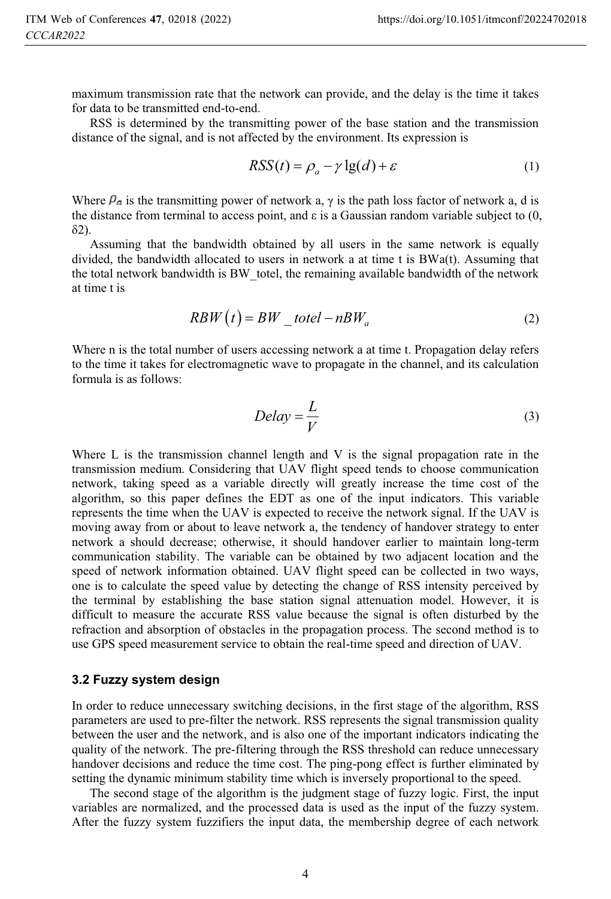maximum transmission rate that the network can provide, and the delay is the time it takes for data to be transmitted end-to-end.

RSS is determined by the transmitting power of the base station and the transmission distance of the signal, and is not affected by the environment. Its expression is

$$RSS(t) = \rho_a - \gamma \lg(d) + \varepsilon \tag{1}$$

Where $\rho_a$ is the transmitting power of network a, γ is the path loss factor of network a, d is the distance from terminal to access point, and ε is a Gaussian random variable subject to (0, δ2).

Assuming that the bandwidth obtained by all users in the same network is equally divided, the bandwidth allocated to users in network a at time t is BWa(t). Assuming that the total network bandwidth is BW_totel, the remaining available bandwidth of the network at time t is

$$RBW(t) = BW\_totel - nBW_a \tag{2}$$

Where n is the total number of users accessing network a at time t. Propagation delay refers to the time it takes for electromagnetic wave to propagate in the channel, and its calculation formula is as follows:

$$Delay = \frac{L}{V} \tag{3}$$

Where L is the transmission channel length and V is the signal propagation rate in the transmission medium. Considering that UAV flight speed tends to choose communication network, taking speed as a variable directly will greatly increase the time cost of the algorithm, so this paper defines the EDT as one of the input indicators. This variable represents the time when the UAV is expected to receive the network signal. If the UAV is moving away from or about to leave network a, the tendency of handover strategy to enter network a should decrease; otherwise, it should handover earlier to maintain long-term communication stability. The variable can be obtained by two adjacent location and the speed of network information obtained. UAV flight speed can be collected in two ways, one is to calculate the speed value by detecting the change of RSS intensity perceived by the terminal by establishing the base station signal attenuation model. However, it is difficult to measure the accurate RSS value because the signal is often disturbed by the refraction and absorption of obstacles in the propagation process. The second method is to use GPS speed measurement service to obtain the real-time speed and direction of UAV.

### 3.2 Fuzzy system design

In order to reduce unnecessary switching decisions, in the first stage of the algorithm, RSS parameters are used to pre-filter the network. RSS represents the signal transmission quality between the user and the network, and is also one of the important indicators indicating the quality of the network. The pre-filtering through the RSS threshold can reduce unnecessary handover decisions and reduce the time cost. The ping-pong effect is further eliminated by setting the dynamic minimum stability time which is inversely proportional to the speed.

The second stage of the algorithm is the judgment stage of fuzzy logic. First, the input variables are normalized, and the processed data is used as the input of the fuzzy system. After the fuzzy system fuzzifiers the input data, the membership degree of each network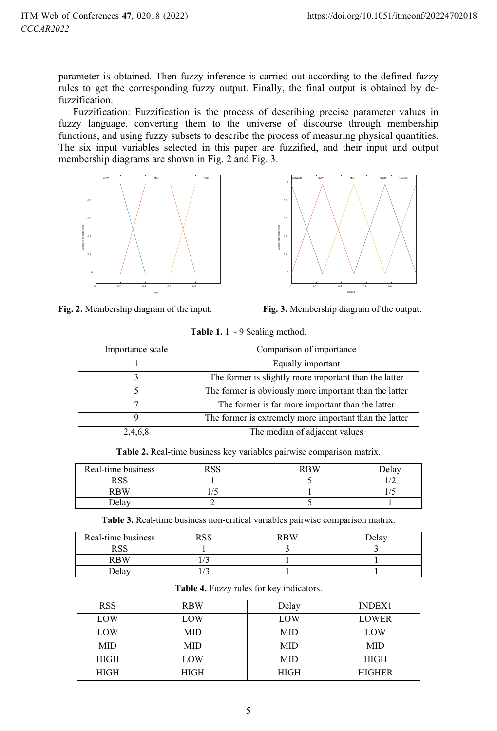parameter is obtained. Then fuzzy inference is carried out according to the defined fuzzy rules to get the corresponding fuzzy output. Finally, the final output is obtained by de-fuzzification.

Fuzzification: Fuzzification is the process of describing precise parameter values in fuzzy language, converting them to the universe of discourse through membership functions, and using fuzzy subsets to describe the process of measuring physical quantities. The six input variables selected in this paper are fuzzified, and their input and output membership diagrams are shown in Fig. 2 and Fig. 3.

**Fig. 2.** Membership diagram of the input.

**Fig. 3.** Membership diagram of the output.

**Table 1.** 1 ~ 9 Scaling method.

| Importance scale | Comparison of importance |
|---|---|
| 1 | Equally important |
| 3 | The former is slightly more important than the latter |
| 5 | The former is obviously more important than the latter |
| 7 | The former is far more important than the latter |
| 9 | The former is extremely more important than the latter |
| 2,4,6,8 | The median of adjacent values |

**Table 2.** Real-time business key variables pairwise comparison matrix.

| Real-time business | RSS | RBW | Delay |
|---|---|---|---|
| RSS | 1 | 5 | 1/2 |
| RBW | 1/5 | 1 | 1/5 |
| Delay | 2 | 5 | 1 |

**Table 3.** Real-time business non-critical variables pairwise comparison matrix.

| Real-time business | RSS | RBW | Delay |
|---|---|---|---|
| RSS | 1 | 3 | 3 |
| RBW | 1/3 | 1 | 1 |
| Delay | 1/3 | 1 | 1 |

**Table 4.** Fuzzy rules for key indicators.

| RSS | RBW | Delay | INDEX1 |
|---|---|---|---|
| LOW | LOW | LOW | LOWER |
| LOW | MID | MID | LOW |
| MID | MID | MID | MID |
| HIGH | LOW | MID | HIGH |
| HIGH | HIGH | HIGH | HIGHER |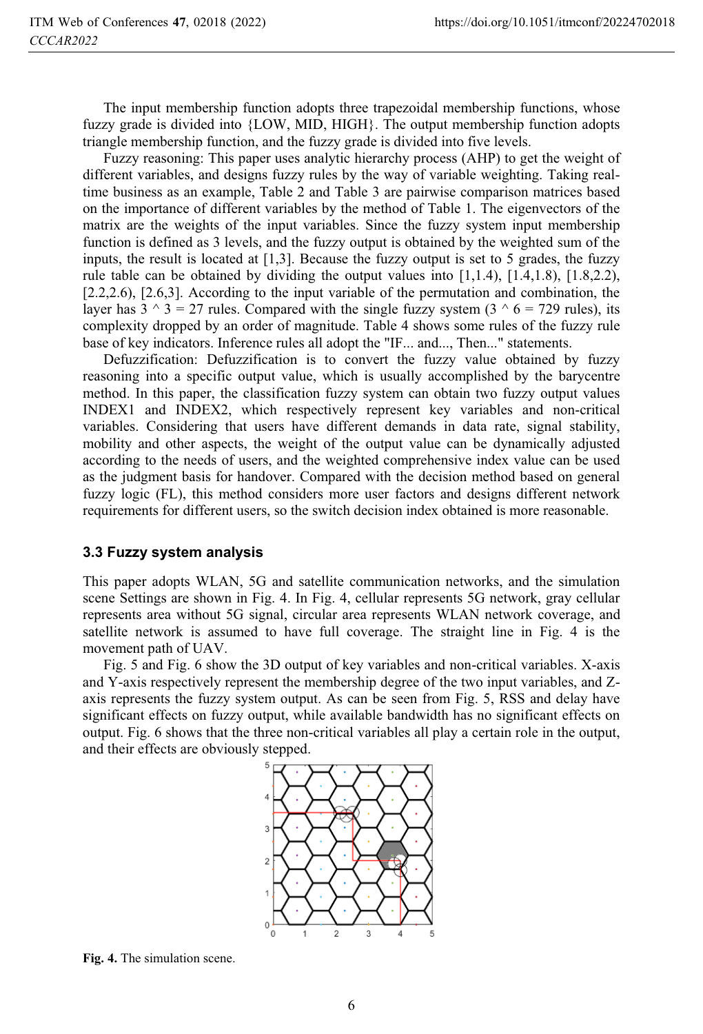The input membership function adopts three trapezoidal membership functions, whose fuzzy grade is divided into {LOW, MID, HIGH}. The output membership function adopts triangle membership function, and the fuzzy grade is divided into five levels.

Fuzzy reasoning: This paper uses analytic hierarchy process (AHP) to get the weight of different variables, and designs fuzzy rules by the way of variable weighting. Taking real-time business as an example, Table 2 and Table 3 are pairwise comparison matrices based on the importance of different variables by the method of Table 1. The eigenvectors of the matrix are the weights of the input variables. Since the fuzzy system input membership function is defined as 3 levels, and the fuzzy output is obtained by the weighted sum of the inputs, the result is located at [1,3]. Because the fuzzy output is set to 5 grades, the fuzzy rule table can be obtained by dividing the output values into [1,1.4), [1.4,1.8), [1.8,2.2), [2.2,2.6), [2.6,3]. According to the input variable of the permutation and combination, the layer has $3 ^ 3 = 27$ rules. Compared with the single fuzzy system ($3 ^ 6 = 729$ rules), its complexity dropped by an order of magnitude. Table 4 shows some rules of the fuzzy rule base of key indicators. Inference rules all adopt the "IF... and..., Then..." statements.

Defuzzification: Defuzzification is to convert the fuzzy value obtained by fuzzy reasoning into a specific output value, which is usually accomplished by the barycentre method. In this paper, the classification fuzzy system can obtain two fuzzy output values INDEX1 and INDEX2, which respectively represent key variables and non-critical variables. Considering that users have different demands in data rate, signal stability, mobility and other aspects, the weight of the output value can be dynamically adjusted according to the needs of users, and the weighted comprehensive index value can be used as the judgment basis for handover. Compared with the decision method based on general fuzzy logic (FL), this method considers more user factors and designs different network requirements for different users, so the switch decision index obtained is more reasonable.

### 3.3 Fuzzy system analysis

This paper adopts WLAN, 5G and satellite communication networks, and the simulation scene Settings are shown in Fig. 4. In Fig. 4, cellular represents 5G network, gray cellular represents area without 5G signal, circular area represents WLAN network coverage, and satellite network is assumed to have full coverage. The straight line in Fig. 4 is the movement path of UAV.

Fig. 5 and Fig. 6 show the 3D output of key variables and non-critical variables. X-axis and Y-axis respectively represent the membership degree of the two input variables, and Z-axis represents the fuzzy system output. As can be seen from Fig. 5, RSS and delay have significant effects on fuzzy output, while available bandwidth has no significant effects on output. Fig. 6 shows that the three non-critical variables all play a certain role in the output, and their effects are obviously stepped.

**Fig. 4.** The simulation scene.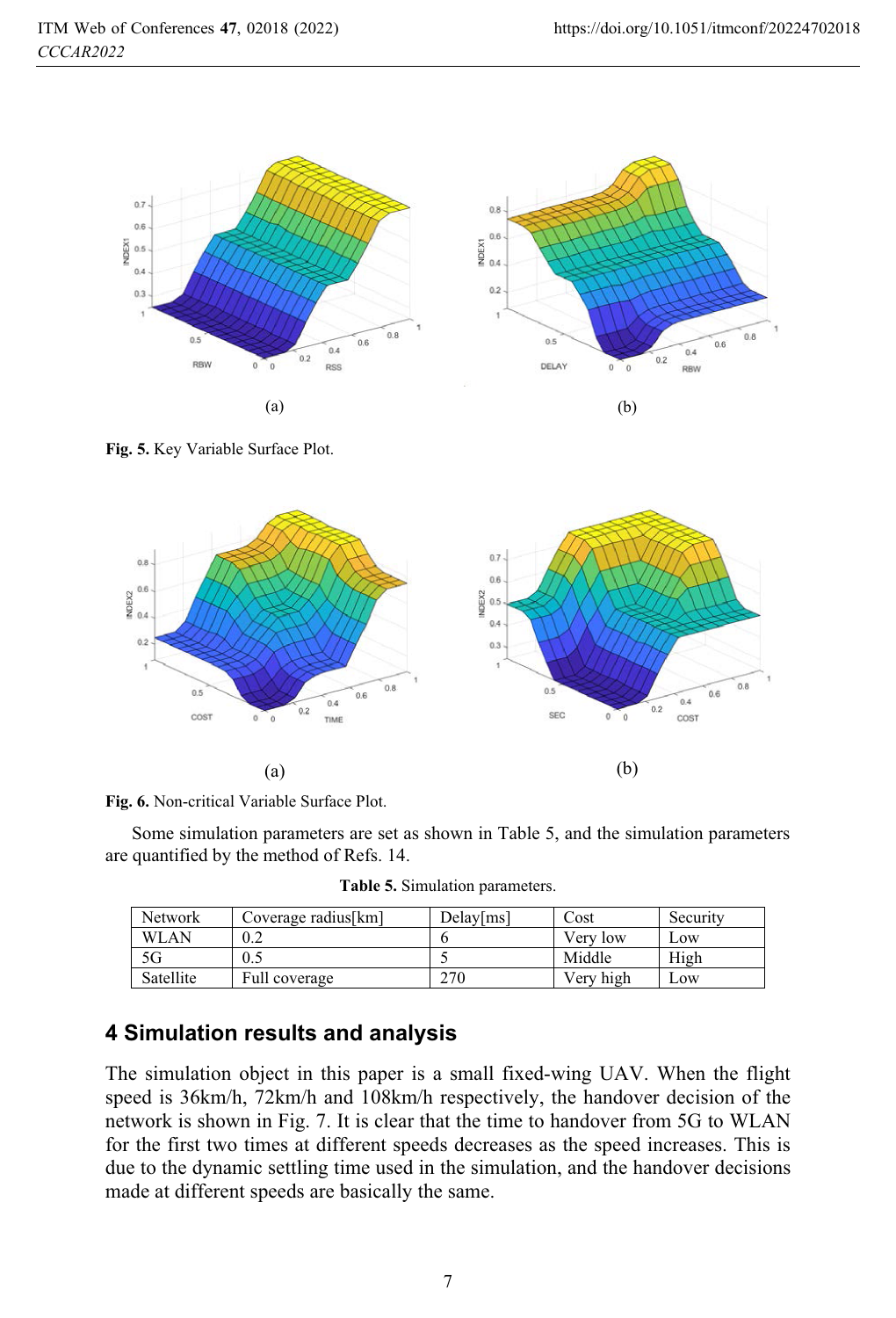(a)

(b)

**Fig. 5.** Key Variable Surface Plot.

(a)

(b)

**Fig. 6.** Non-critical Variable Surface Plot.

Some simulation parameters are set as shown in Table 5, and the simulation parameters are quantified by the method of Refs. 14.

**Table 5.** Simulation parameters.

| Network | Coverage radius[km] | Delay[ms] | Cost | Security |
|---|---|---|---|---|
| WLAN | 0.2 | 6 | Very low | Low |
| 5G | 0.5 | 5 | Middle | High |
| Satellite | Full coverage | 270 | Very high | Low |

## 4 Simulation results and analysis

The simulation object in this paper is a small fixed-wing UAV. When the flight speed is 36km/h, 72km/h and 108km/h respectively, the handover decision of the network is shown in Fig. 7. It is clear that the time to handover from 5G to WLAN for the first two times at different speeds decreases as the speed increases. This is due to the dynamic settling time used in the simulation, and the handover decisions made at different speeds are basically the same.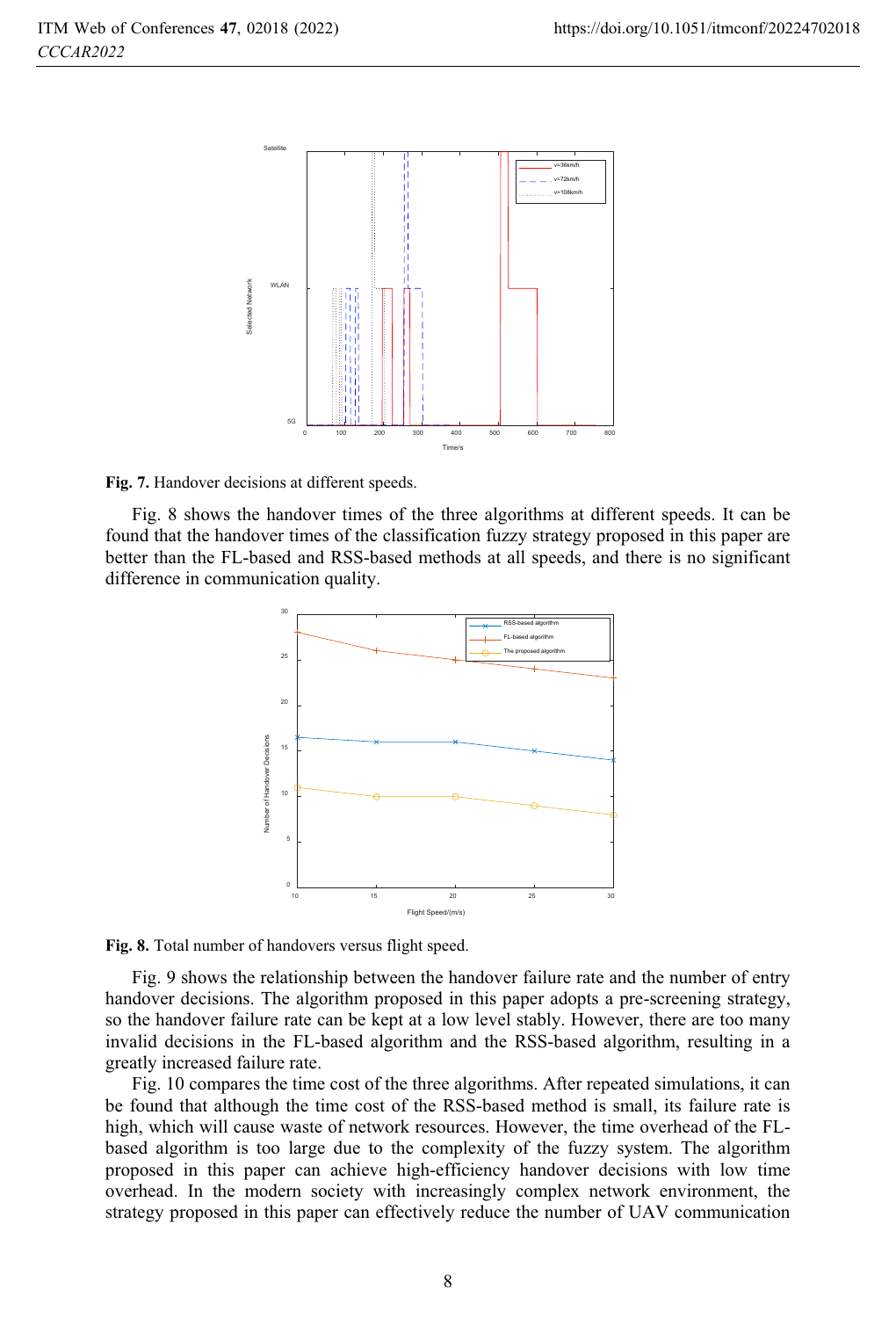**Fig. 7.** Handover decisions at different speeds.

Fig. 8 shows the handover times of the three algorithms at different speeds. It can be found that the handover times of the classification fuzzy strategy proposed in this paper are better than the FL-based and RSS-based methods at all speeds, and there is no significant difference in communication quality.

**Fig. 8.** Total number of handovers versus flight speed.

Fig. 9 shows the relationship between the handover failure rate and the number of entry handover decisions. The algorithm proposed in this paper adopts a pre-screening strategy, so the handover failure rate can be kept at a low level stably. However, there are too many invalid decisions in the FL-based algorithm and the RSS-based algorithm, resulting in a greatly increased failure rate.

Fig. 10 compares the time cost of the three algorithms. After repeated simulations, it can be found that although the time cost of the RSS-based method is small, its failure rate is high, which will cause waste of network resources. However, the time overhead of the FL-based algorithm is too large due to the complexity of the fuzzy system. The algorithm proposed in this paper can achieve high-efficiency handover decisions with low time overhead. In the modern society with increasingly complex network environment, the strategy proposed in this paper can effectively reduce the number of UAV communication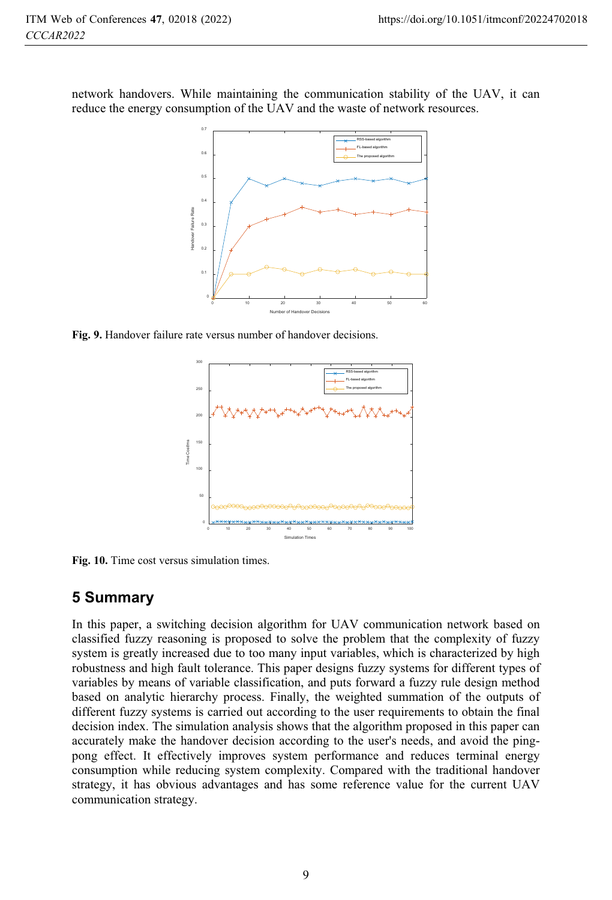network handovers. While maintaining the communication stability of the UAV, it can reduce the energy consumption of the UAV and the waste of network resources.

**Fig. 9.** Handover failure rate versus number of handover decisions.

**Fig. 10.** Time cost versus simulation times.

## 5 Summary

In this paper, a switching decision algorithm for UAV communication network based on classified fuzzy reasoning is proposed to solve the problem that the complexity of fuzzy system is greatly increased due to too many input variables, which is characterized by high robustness and high fault tolerance. This paper designs fuzzy systems for different types of variables by means of variable classification, and puts forward a fuzzy rule design method based on analytic hierarchy process. Finally, the weighted summation of the outputs of different fuzzy systems is carried out according to the user requirements to obtain the final decision index. The simulation analysis shows that the algorithm proposed in this paper can accurately make the handover decision according to the user's needs, and avoid the ping-pong effect. It effectively improves system performance and reduces terminal energy consumption while reducing system complexity. Compared with the traditional handover strategy, it has obvious advantages and has some reference value for the current UAV communication strategy.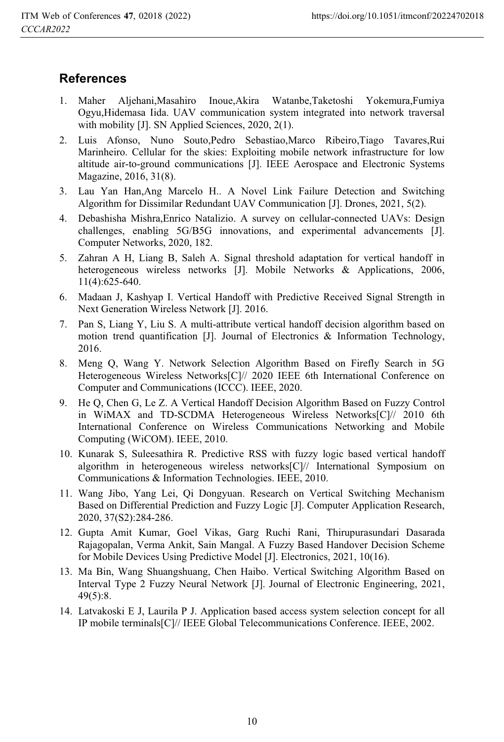## References

1. Maher Aljehani,Masahiro Inoue,Akira Watanbe,Taketoshi Yokemura,Fumiya Ogyu,Hidemasa Iida. UAV communication system integrated into network traversal with mobility [J]. SN Applied Sciences, 2020, 2(1).
2. Luis Afonso, Nuno Souto,Pedro Sebastiao,Marco Ribeiro,Tiago Tavares,Rui Marinheiro. Cellular for the skies: Exploiting mobile network infrastructure for low altitude air-to-ground communications [J]. IEEE Aerospace and Electronic Systems Magazine, 2016, 31(8).
3. Lau Yan Han,Ang Marcelo H.. A Novel Link Failure Detection and Switching Algorithm for Dissimilar Redundant UAV Communication [J]. Drones, 2021, 5(2).
4. Debashisha Mishra,Enrico Natalizio. A survey on cellular-connected UAVs: Design challenges, enabling 5G/B5G innovations, and experimental advancements [J]. Computer Networks, 2020, 182.
5. Zahran A H, Liang B, Saleh A. Signal threshold adaptation for vertical handoff in heterogeneous wireless networks [J]. Mobile Networks & Applications, 2006, 11(4):625-640.
6. Madaan J, Kashyap I. Vertical Handoff with Predictive Received Signal Strength in Next Generation Wireless Network [J]. 2016.
7. Pan S, Liang Y, Liu S. A multi-attribute vertical handoff decision algorithm based on motion trend quantification [J]. Journal of Electronics & Information Technology, 2016.
8. Meng Q, Wang Y. Network Selection Algorithm Based on Firefly Search in 5G Heterogeneous Wireless Networks[C]// 2020 IEEE 6th International Conference on Computer and Communications (ICCC). IEEE, 2020.
9. He Q, Chen G, Le Z. A Vertical Handoff Decision Algorithm Based on Fuzzy Control in WiMAX and TD-SCDMA Heterogeneous Wireless Networks[C]// 2010 6th International Conference on Wireless Communications Networking and Mobile Computing (WiCOM). IEEE, 2010.
10. Kunarak S, Suleesathira R. Predictive RSS with fuzzy logic based vertical handoff algorithm in heterogeneous wireless networks[C]// International Symposium on Communications & Information Technologies. IEEE, 2010.
11. Wang Jibo, Yang Lei, Qi Dongyuan. Research on Vertical Switching Mechanism Based on Differential Prediction and Fuzzy Logic [J]. Computer Application Research, 2020, 37(S2):284-286.
12. Gupta Amit Kumar, Goel Vikas, Garg Ruchi Rani, Thirupurasundari Dasarada Rajagopalan, Verma Ankit, Sain Mangal. A Fuzzy Based Handover Decision Scheme for Mobile Devices Using Predictive Model [J]. Electronics, 2021, 10(16).
13. Ma Bin, Wang Shuangshuang, Chen Haibo. Vertical Switching Algorithm Based on Interval Type 2 Fuzzy Neural Network [J]. Journal of Electronic Engineering, 2021, 49(5):8.
14. Latvakoski E J, Laurila P J. Application based access system selection concept for all IP mobile terminals[C]// IEEE Global Telecommunications Conference. IEEE, 2002.